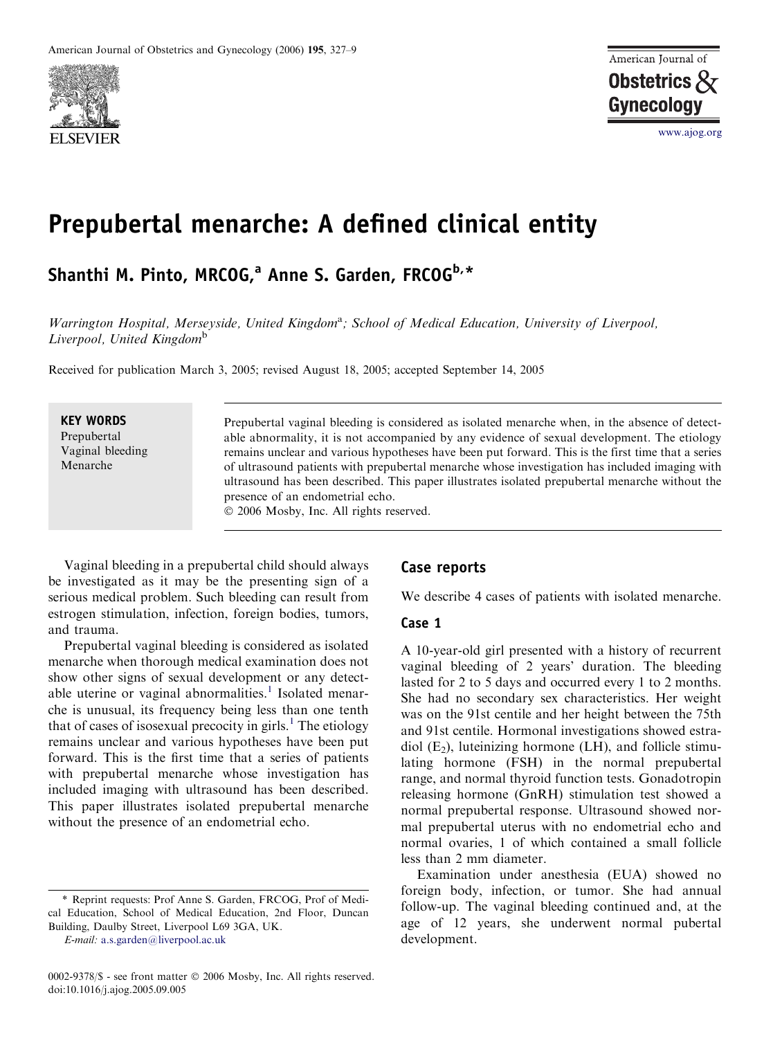# Prepubertal menarche: A defined clinical entity

**Shanthi M. Pinto, MRCOG,[a] Anne S. Garden, FRCOG[b,*]**

*Warrington Hospital, Merseyside, United Kingdom[a]; School of Medical Education, University of Liverpool, Liverpool, United Kingdom[b]*

Received for publication March 3, 2005; revised August 18, 2005; accepted September 14, 2005

**KEY WORDS**
Prepubertal
Vaginal bleeding
Menarche

Prepubertal vaginal bleeding is considered as isolated menarche when, in the absence of detectable abnormality, it is not accompanied by any evidence of sexual development. The etiology remains unclear and various hypotheses have been put forward. This is the first time that a series of ultrasound patients with prepubertal menarche whose investigation has included imaging with ultrasound has been described. This paper illustrates isolated prepubertal menarche without the presence of an endometrial echo.
© 2006 Mosby, Inc. All rights reserved.

Vaginal bleeding in a prepubertal child should always be investigated as it may be the presenting sign of a serious medical problem. Such bleeding can result from estrogen stimulation, infection, foreign bodies, tumors, and trauma.

Prepubertal vaginal bleeding is considered as isolated menarche when thorough medical examination does not show other signs of sexual development or any detectable uterine or vaginal abnormalities.[1] Isolated menarche is unusual, its frequency being less than one tenth that of cases of isosexual precocity in girls.[1] The etiology remains unclear and various hypotheses have been put forward. This is the first time that a series of patients with prepubertal menarche whose investigation has included imaging with ultrasound has been described. This paper illustrates isolated prepubertal menarche without the presence of an endometrial echo.

## Case reports

We describe 4 cases of patients with isolated menarche.

### Case 1

A 10-year-old girl presented with a history of recurrent vaginal bleeding of 2 years' duration. The bleeding lasted for 2 to 5 days and occurred every 1 to 2 months. She had no secondary sex characteristics. Her weight was on the 91st centile and her height between the 75th and 91st centile. Hormonal investigations showed estradiol ($E_2$), luteinizing hormone (LH), and follicle stimulating hormone (FSH) in the normal prepubertal range, and normal thyroid function tests. Gonadotropin releasing hormone (GnRH) stimulation test showed a normal prepubertal response. Ultrasound showed normal prepubertal uterus with no endometrial echo and normal ovaries, 1 of which contained a small follicle less than 2 mm diameter.

Examination under anesthesia (EUA) showed no foreign body, infection, or tumor. She had annual follow-up. The vaginal bleeding continued and, at the age of 12 years, she underwent normal pubertal development.

\* Reprint requests: Prof Anne S. Garden, FRCOG, Prof of Medical Education, School of Medical Education, 2nd Floor, Duncan Building, Daulby Street, Liverpool L69 3GA, UK.
*E-mail:* a.s.garden@liverpool.ac.uk

0002-9378/$ - see front matter © 2006 Mosby, Inc. All rights reserved.
doi:10.1016/j.ajog.2005.09.005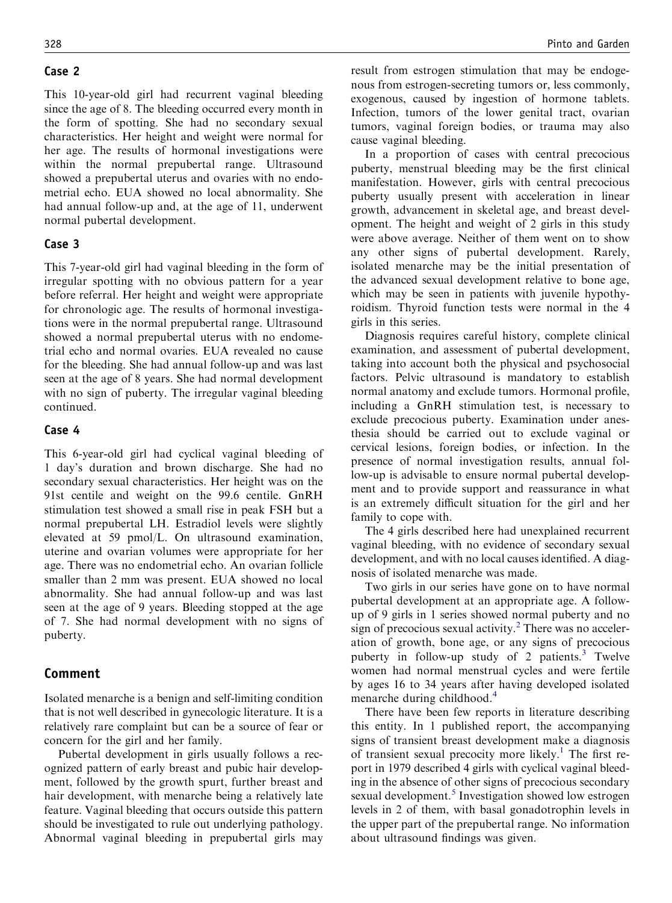## Case 2

This 10-year-old girl had recurrent vaginal bleeding since the age of 8. The bleeding occurred every month in the form of spotting. She had no secondary sexual characteristics. Her height and weight were normal for her age. The results of hormonal investigations were within the normal prepubertal range. Ultrasound showed a prepubertal uterus and ovaries with no endometrial echo. EUA showed no local abnormality. She had annual follow-up and, at the age of 11, underwent normal pubertal development.

## Case 3

This 7-year-old girl had vaginal bleeding in the form of irregular spotting with no obvious pattern for a year before referral. Her height and weight were appropriate for chronologic age. The results of hormonal investigations were in the normal prepubertal range. Ultrasound showed a normal prepubertal uterus with no endometrial echo and normal ovaries. EUA revealed no cause for the bleeding. She had annual follow-up and was last seen at the age of 8 years. She had normal development with no sign of puberty. The irregular vaginal bleeding continued.

## Case 4

This 6-year-old girl had cyclical vaginal bleeding of 1 day's duration and brown discharge. She had no secondary sexual characteristics. Her height was on the 91st centile and weight on the 99.6 centile. GnRH stimulation test showed a small rise in peak FSH but a normal prepubertal LH. Estradiol levels were slightly elevated at 59 pmol/L. On ultrasound examination, uterine and ovarian volumes were appropriate for her age. There was no endometrial echo. An ovarian follicle smaller than 2 mm was present. EUA showed no local abnormality. She had annual follow-up and was last seen at the age of 9 years. Bleeding stopped at the age of 7. She had normal development with no signs of puberty.

# Comment

Isolated menarche is a benign and self-limiting condition that is not well described in gynecologic literature. It is a relatively rare complaint but can be a source of fear or concern for the girl and her family.

Pubertal development in girls usually follows a recognized pattern of early breast and pubic hair development, followed by the growth spurt, further breast and hair development, with menarche being a relatively late feature. Vaginal bleeding that occurs outside this pattern should be investigated to rule out underlying pathology. Abnormal vaginal bleeding in prepubertal girls may result from estrogen stimulation that may be endogenous from estrogen-secreting tumors or, less commonly, exogenous, caused by ingestion of hormone tablets. Infection, tumors of the lower genital tract, ovarian tumors, vaginal foreign bodies, or trauma may also cause vaginal bleeding.

In a proportion of cases with central precocious puberty, menstrual bleeding may be the first clinical manifestation. However, girls with central precocious puberty usually present with acceleration in linear growth, advancement in skeletal age, and breast development. The height and weight of 2 girls in this study were above average. Neither of them went on to show any other signs of pubertal development. Rarely, isolated menarche may be the initial presentation of the advanced sexual development relative to bone age, which may be seen in patients with juvenile hypothyroidism. Thyroid function tests were normal in the 4 girls in this series.

Diagnosis requires careful history, complete clinical examination, and assessment of pubertal development, taking into account both the physical and psychosocial factors. Pelvic ultrasound is mandatory to establish normal anatomy and exclude tumors. Hormonal profile, including a GnRH stimulation test, is necessary to exclude precocious puberty. Examination under anesthesia should be carried out to exclude vaginal or cervical lesions, foreign bodies, or infection. In the presence of normal investigation results, annual follow-up is advisable to ensure normal pubertal development and to provide support and reassurance in what is an extremely difficult situation for the girl and her family to cope with.

The 4 girls described here had unexplained recurrent vaginal bleeding, with no evidence of secondary sexual development, and with no local causes identified. A diagnosis of isolated menarche was made.

Two girls in our series have gone on to have normal pubertal development at an appropriate age. A follow-up of 9 girls in 1 series showed normal puberty and no sign of precocious sexual activity.[2] There was no acceleration of growth, bone age, or any signs of precocious puberty in follow-up study of 2 patients.[3] Twelve women had normal menstrual cycles and were fertile by ages 16 to 34 years after having developed isolated menarche during childhood.[4]

There have been few reports in literature describing this entity. In 1 published report, the accompanying signs of transient breast development make a diagnosis of transient sexual precocity more likely.[1] The first report in 1979 described 4 girls with cyclical vaginal bleeding in the absence of other signs of precocious secondary sexual development.[5] Investigation showed low estrogen levels in 2 of them, with basal gonadotrophin levels in the upper part of the prepubertal range. No information about ultrasound findings was given.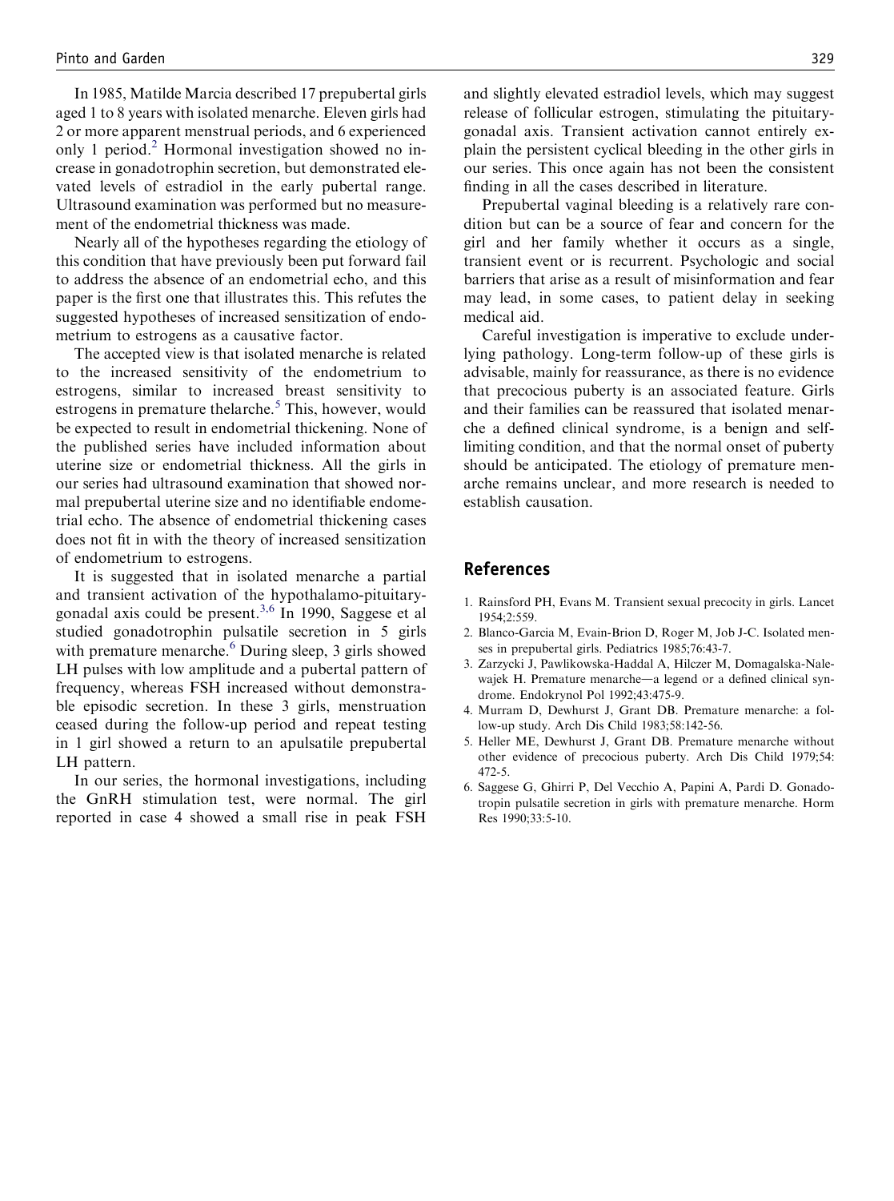In 1985, Matilde Marcia described 17 prepubertal girls aged 1 to 8 years with isolated menarche. Eleven girls had 2 or more apparent menstrual periods, and 6 experienced only 1 period.[2] Hormonal investigation showed no increase in gonadotrophin secretion, but demonstrated elevated levels of estradiol in the early pubertal range. Ultrasound examination was performed but no measurement of the endometrial thickness was made.

Nearly all of the hypotheses regarding the etiology of this condition that have previously been put forward fail to address the absence of an endometrial echo, and this paper is the first one that illustrates this. This refutes the suggested hypotheses of increased sensitization of endometrium to estrogens as a causative factor.

The accepted view is that isolated menarche is related to the increased sensitivity of the endometrium to estrogens, similar to increased breast sensitivity to estrogens in premature thelarche.[5] This, however, would be expected to result in endometrial thickening. None of the published series have included information about uterine size or endometrial thickness. All the girls in our series had ultrasound examination that showed normal prepubertal uterine size and no identifiable endometrial echo. The absence of endometrial thickening cases does not fit in with the theory of increased sensitization of endometrium to estrogens.

It is suggested that in isolated menarche a partial and transient activation of the hypothalamo-pituitary-gonadal axis could be present.[3,6] In 1990, Saggese et al studied gonadotrophin pulsatile secretion in 5 girls with premature menarche.[6] During sleep, 3 girls showed LH pulses with low amplitude and a pubertal pattern of frequency, whereas FSH increased without demonstrable episodic secretion. In these 3 girls, menstruation ceased during the follow-up period and repeat testing in 1 girl showed a return to an apulsatile prepubertal LH pattern.

In our series, the hormonal investigations, including the GnRH stimulation test, were normal. The girl reported in case 4 showed a small rise in peak FSH and slightly elevated estradiol levels, which may suggest release of follicular estrogen, stimulating the pituitary-gonadal axis. Transient activation cannot entirely explain the persistent cyclical bleeding in the other girls in our series. This once again has not been the consistent finding in all the cases described in literature.

Prepubertal vaginal bleeding is a relatively rare condition but can be a source of fear and concern for the girl and her family whether it occurs as a single, transient event or is recurrent. Psychologic and social barriers that arise as a result of misinformation and fear may lead, in some cases, to patient delay in seeking medical aid.

Careful investigation is imperative to exclude underlying pathology. Long-term follow-up of these girls is advisable, mainly for reassurance, as there is no evidence that precocious puberty is an associated feature. Girls and their families can be reassured that isolated menarche a defined clinical syndrome, is a benign and self-limiting condition, and that the normal onset of puberty should be anticipated. The etiology of premature menarche remains unclear, and more research is needed to establish causation.

## References

1. Rainsford PH, Evans M. Transient sexual precocity in girls. Lancet 1954;2:559.
2. Blanco-Garcia M, Evain-Brion D, Roger M, Job J-C. Isolated menses in prepubertal girls. Pediatrics 1985;76:43-7.
3. Zarzycki J, Pawlikowska-Haddal A, Hilczer M, Domagalska-Nalewajek H. Premature menarche—a legend or a defined clinical syndrome. Endokrynol Pol 1992;43:475-9.
4. Murram D, Dewhurst J, Grant DB. Premature menarche: a follow-up study. Arch Dis Child 1983;58:142-56.
5. Heller ME, Dewhurst J, Grant DB. Premature menarche without other evidence of precocious puberty. Arch Dis Child 1979;54: 472-5.
6. Saggese G, Ghirri P, Del Vecchio A, Papini A, Pardi D. Gonadotropin pulsatile secretion in girls with premature menarche. Horm Res 1990;33:5-10.